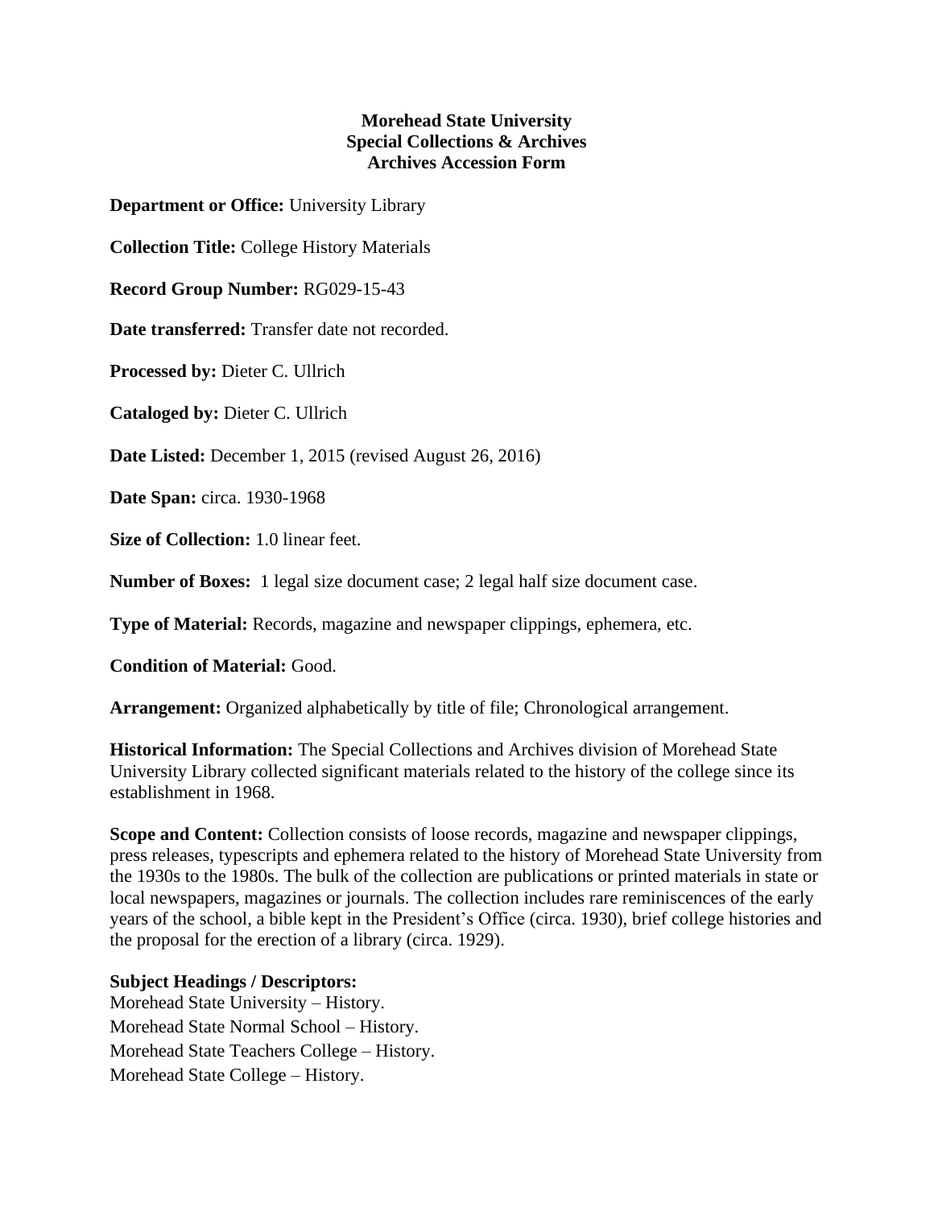**Morehead State University**
**Special Collections & Archives**
**Archives Accession Form**

**Department or Office:** University Library

**Collection Title:** College History Materials

**Record Group Number:** RG029-15-43

**Date transferred:** Transfer date not recorded.

**Processed by:** Dieter C. Ullrich

**Cataloged by:** Dieter C. Ullrich

**Date Listed:** December 1, 2015 (revised August 26, 2016)

**Date Span:** circa. 1930-1968

**Size of Collection:** 1.0 linear feet.

**Number of Boxes:** 1 legal size document case; 2 legal half size document case.

**Type of Material:** Records, magazine and newspaper clippings, ephemera, etc.

**Condition of Material:** Good.

**Arrangement:** Organized alphabetically by title of file; Chronological arrangement.

**Historical Information:** The Special Collections and Archives division of Morehead State University Library collected significant materials related to the history of the college since its establishment in 1968.

**Scope and Content:** Collection consists of loose records, magazine and newspaper clippings, press releases, typescripts and ephemera related to the history of Morehead State University from the 1930s to the 1980s. The bulk of the collection are publications or printed materials in state or local newspapers, magazines or journals. The collection includes rare reminiscences of the early years of the school, a bible kept in the President's Office (circa. 1930), brief college histories and the proposal for the erection of a library (circa. 1929).

**Subject Headings / Descriptors:**
Morehead State University – History.
Morehead State Normal School – History.
Morehead State Teachers College – History.
Morehead State College – History.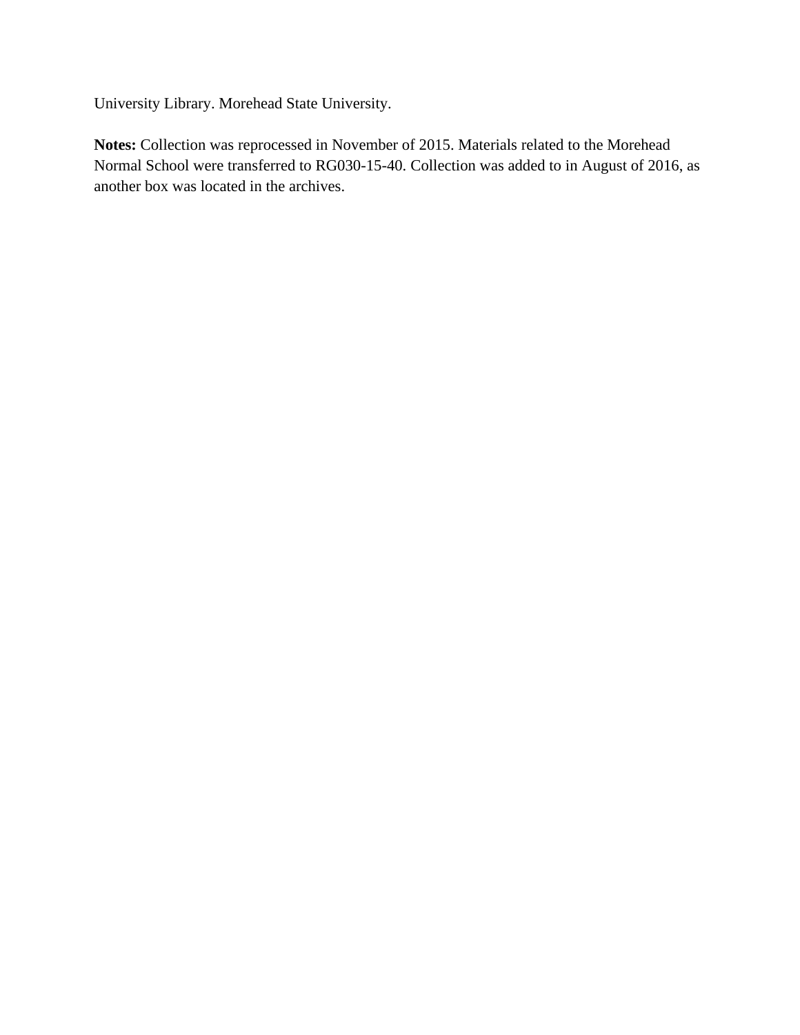University Library. Morehead State University.

**Notes:** Collection was reprocessed in November of 2015. Materials related to the Morehead Normal School were transferred to RG030-15-40. Collection was added to in August of 2016, as another box was located in the archives.